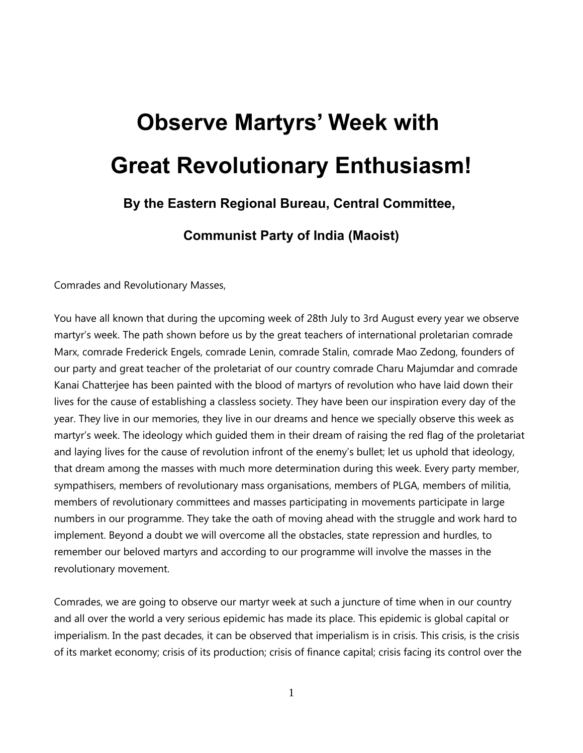# Observe Martyrs' Week with Great Revolutionary Enthusiasm!

### By the Eastern Regional Bureau, Central Committee, Communist Party of India (Maoist)

Comrades and Revolutionary Masses,

You have all known that during the upcoming week of 28th July to 3rd August every year we observe martyr's week. The path shown before us by the great teachers of international proletarian comrade Marx, comrade Frederick Engels, comrade Lenin, comrade Stalin, comrade Mao Zedong, founders of our party and great teacher of the proletariat of our country comrade Charu Majumdar and comrade Kanai Chatterjee has been painted with the blood of martyrs of revolution who have laid down their lives for the cause of establishing a classless society. They have been our inspiration every day of the year. They live in our memories, they live in our dreams and hence we specially observe this week as martyr's week. The ideology which guided them in their dream of raising the red flag of the proletariat and laying lives for the cause of revolution infront of the enemy's bullet; let us uphold that ideology, that dream among the masses with much more determination during this week. Every party member, sympathisers, members of revolutionary mass organisations, members of PLGA, members of militia, members of revolutionary committees and masses participating in movements participate in large numbers in our programme. They take the oath of moving ahead with the struggle and work hard to implement. Beyond a doubt we will overcome all the obstacles, state repression and hurdles, to remember our beloved martyrs and according to our programme will involve the masses in the revolutionary movement.

Comrades, we are going to observe our martyr week at such a juncture of time when in our country and all over the world a very serious epidemic has made its place. This epidemic is global capital or imperialism. In the past decades, it can be observed that imperialism is in crisis. This crisis, is the crisis of its market economy; crisis of its production; crisis of finance capital; crisis facing its control over the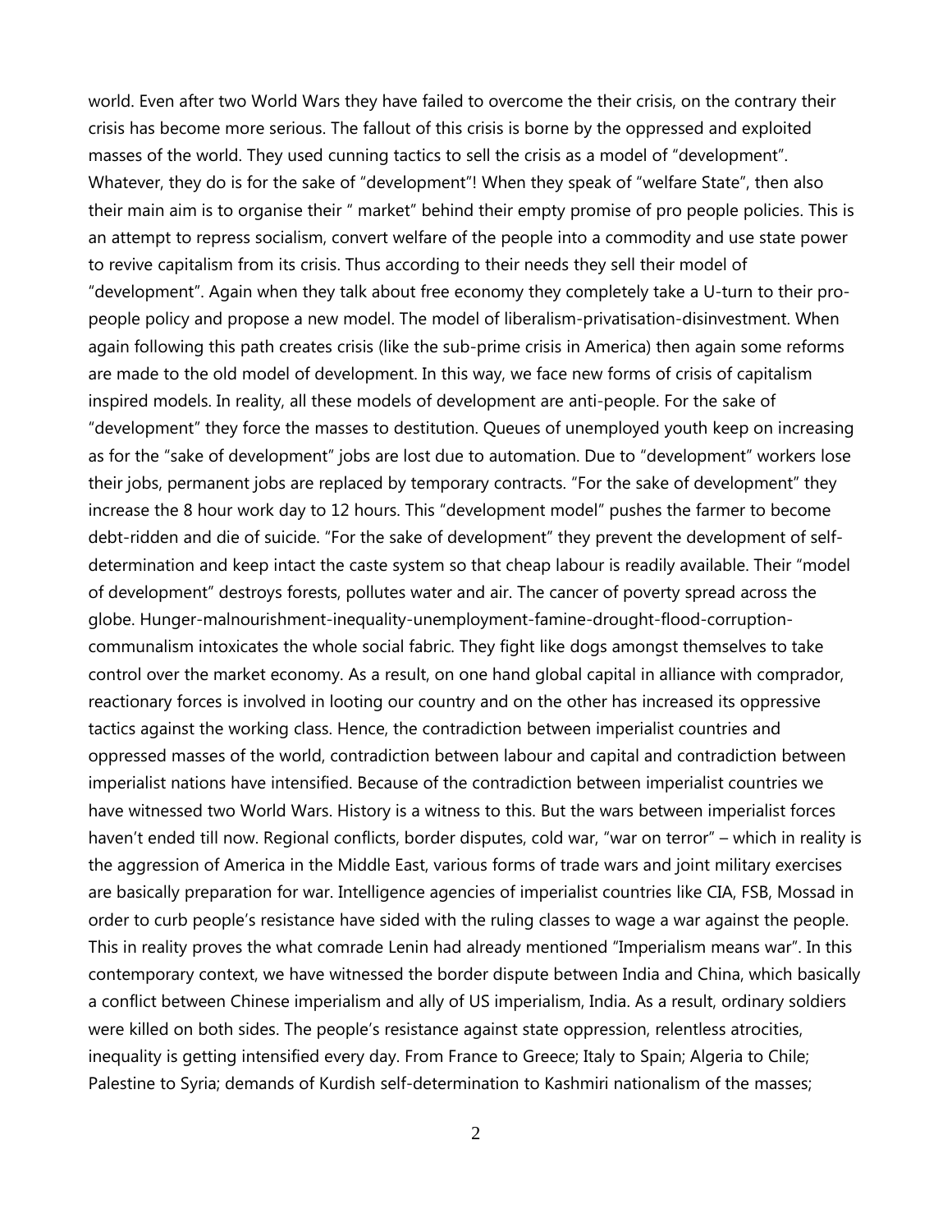world. Even after two World Wars they have failed to overcome the their crisis, on the contrary their crisis has become more serious. The fallout of this crisis is borne by the oppressed and exploited masses of the world. They used cunning tactics to sell the crisis as a model of "development". Whatever, they do is for the sake of "development"! When they speak of "welfare State", then also their main aim is to organise their " market" behind their empty promise of pro people policies. This is an attempt to repress socialism, convert welfare of the people into a commodity and use state power to revive capitalism from its crisis. Thus according to their needs they sell their model of "development". Again when they talk about free economy they completely take a U-turn to their pro-people policy and propose a new model. The model of liberalism-privatisation-disinvestment. When again following this path creates crisis (like the sub-prime crisis in America) then again some reforms are made to the old model of development. In this way, we face new forms of crisis of capitalism inspired models. In reality, all these models of development are anti-people. For the sake of "development" they force the masses to destitution. Queues of unemployed youth keep on increasing as for the "sake of development" jobs are lost due to automation. Due to "development" workers lose their jobs, permanent jobs are replaced by temporary contracts. "For the sake of development" they increase the 8 hour work day to 12 hours. This "development model" pushes the farmer to become debt-ridden and die of suicide. "For the sake of development" they prevent the development of self-determination and keep intact the caste system so that cheap labour is readily available. Their "model of development" destroys forests, pollutes water and air. The cancer of poverty spread across the globe. Hunger-malnourishment-inequality-unemployment-famine-drought-flood-corruption-communalism intoxicates the whole social fabric. They fight like dogs amongst themselves to take control over the market economy. As a result, on one hand global capital in alliance with comprador, reactionary forces is involved in looting our country and on the other has increased its oppressive tactics against the working class. Hence, the contradiction between imperialist countries and oppressed masses of the world, contradiction between labour and capital and contradiction between imperialist nations have intensified. Because of the contradiction between imperialist countries we have witnessed two World Wars. History is a witness to this. But the wars between imperialist forces haven't ended till now. Regional conflicts, border disputes, cold war, "war on terror" – which in reality is the aggression of America in the Middle East, various forms of trade wars and joint military exercises are basically preparation for war. Intelligence agencies of imperialist countries like CIA, FSB, Mossad in order to curb people's resistance have sided with the ruling classes to wage a war against the people. This in reality proves the what comrade Lenin had already mentioned "Imperialism means war". In this contemporary context, we have witnessed the border dispute between India and China, which basically a conflict between Chinese imperialism and ally of US imperialism, India. As a result, ordinary soldiers were killed on both sides. The people's resistance against state oppression, relentless atrocities, inequality is getting intensified every day. From France to Greece; Italy to Spain; Algeria to Chile; Palestine to Syria; demands of Kurdish self-determination to Kashmiri nationalism of the masses;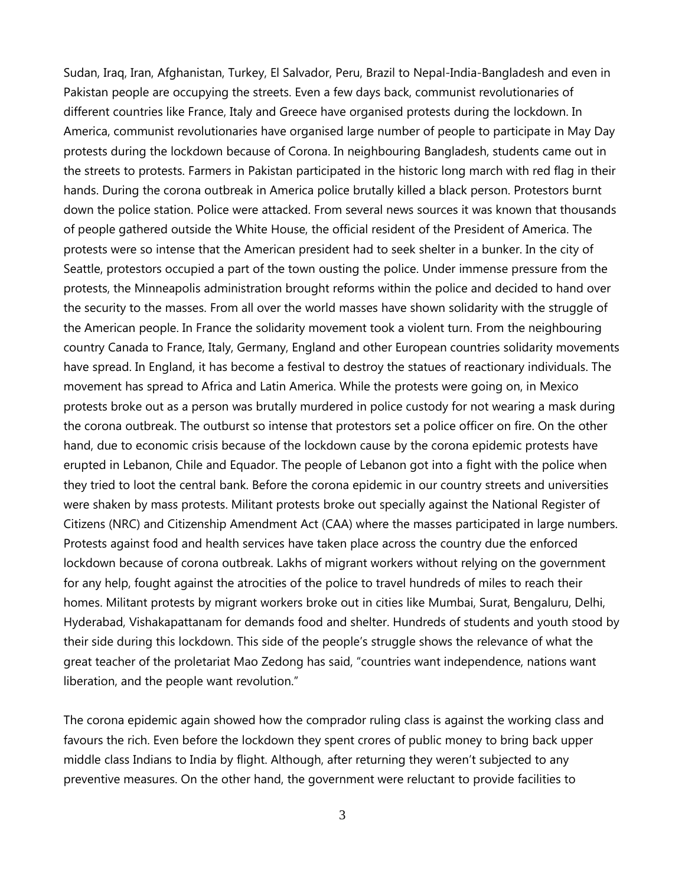Sudan, Iraq, Iran, Afghanistan, Turkey, El Salvador, Peru, Brazil to Nepal-India-Bangladesh and even in Pakistan people are occupying the streets. Even a few days back, communist revolutionaries of different countries like France, Italy and Greece have organised protests during the lockdown. In America, communist revolutionaries have organised large number of people to participate in May Day protests during the lockdown because of Corona. In neighbouring Bangladesh, students came out in the streets to protests. Farmers in Pakistan participated in the historic long march with red flag in their hands. During the corona outbreak in America police brutally killed a black person. Protestors burnt down the police station. Police were attacked. From several news sources it was known that thousands of people gathered outside the White House, the official resident of the President of America. The protests were so intense that the American president had to seek shelter in a bunker. In the city of Seattle, protestors occupied a part of the town ousting the police. Under immense pressure from the protests, the Minneapolis administration brought reforms within the police and decided to hand over the security to the masses. From all over the world masses have shown solidarity with the struggle of the American people. In France the solidarity movement took a violent turn. From the neighbouring country Canada to France, Italy, Germany, England and other European countries solidarity movements have spread. In England, it has become a festival to destroy the statues of reactionary individuals. The movement has spread to Africa and Latin America. While the protests were going on, in Mexico protests broke out as a person was brutally murdered in police custody for not wearing a mask during the corona outbreak. The outburst so intense that protestors set a police officer on fire. On the other hand, due to economic crisis because of the lockdown cause by the corona epidemic protests have erupted in Lebanon, Chile and Equador. The people of Lebanon got into a fight with the police when they tried to loot the central bank. Before the corona epidemic in our country streets and universities were shaken by mass protests. Militant protests broke out specially against the National Register of Citizens (NRC) and Citizenship Amendment Act (CAA) where the masses participated in large numbers. Protests against food and health services have taken place across the country due the enforced lockdown because of corona outbreak. Lakhs of migrant workers without relying on the government for any help, fought against the atrocities of the police to travel hundreds of miles to reach their homes. Militant protests by migrant workers broke out in cities like Mumbai, Surat, Bengaluru, Delhi, Hyderabad, Vishakapattanam for demands food and shelter. Hundreds of students and youth stood by their side during this lockdown. This side of the people's struggle shows the relevance of what the great teacher of the proletariat Mao Zedong has said, "countries want independence, nations want liberation, and the people want revolution."

The corona epidemic again showed how the comprador ruling class is against the working class and favours the rich. Even before the lockdown they spent crores of public money to bring back upper middle class Indians to India by flight. Although, after returning they weren't subjected to any preventive measures. On the other hand, the government were reluctant to provide facilities to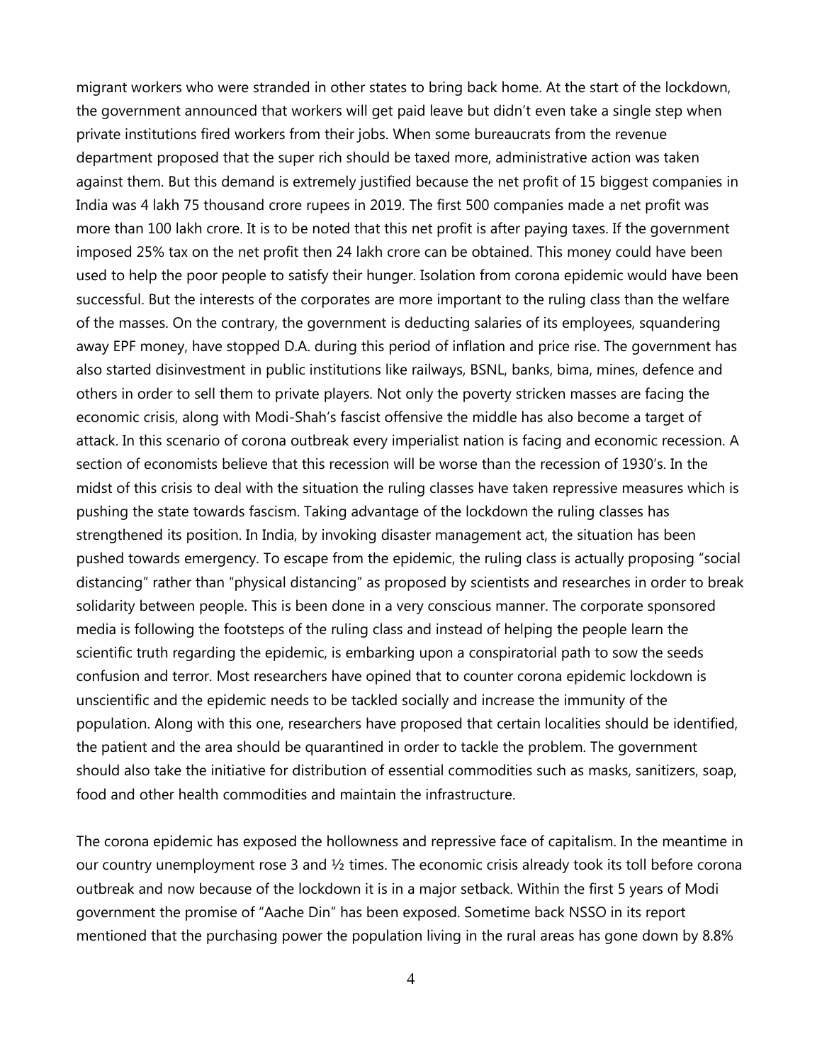migrant workers who were stranded in other states to bring back home. At the start of the lockdown, the government announced that workers will get paid leave but didn't even take a single step when private institutions fired workers from their jobs. When some bureaucrats from the revenue department proposed that the super rich should be taxed more, administrative action was taken against them. But this demand is extremely justified because the net profit of 15 biggest companies in India was 4 lakh 75 thousand crore rupees in 2019. The first 500 companies made a net profit was more than 100 lakh crore. It is to be noted that this net profit is after paying taxes. If the government imposed 25% tax on the net profit then 24 lakh crore can be obtained. This money could have been used to help the poor people to satisfy their hunger. Isolation from corona epidemic would have been successful. But the interests of the corporates are more important to the ruling class than the welfare of the masses. On the contrary, the government is deducting salaries of its employees, squandering away EPF money, have stopped D.A. during this period of inflation and price rise. The government has also started disinvestment in public institutions like railways, BSNL, banks, bima, mines, defence and others in order to sell them to private players. Not only the poverty stricken masses are facing the economic crisis, along with Modi-Shah's fascist offensive the middle has also become a target of attack. In this scenario of corona outbreak every imperialist nation is facing and economic recession. A section of economists believe that this recession will be worse than the recession of 1930's. In the midst of this crisis to deal with the situation the ruling classes have taken repressive measures which is pushing the state towards fascism. Taking advantage of the lockdown the ruling classes has strengthened its position. In India, by invoking disaster management act, the situation has been pushed towards emergency. To escape from the epidemic, the ruling class is actually proposing "social distancing" rather than "physical distancing" as proposed by scientists and researches in order to break solidarity between people. This is been done in a very conscious manner. The corporate sponsored media is following the footsteps of the ruling class and instead of helping the people learn the scientific truth regarding the epidemic, is embarking upon a conspiratorial path to sow the seeds confusion and terror. Most researchers have opined that to counter corona epidemic lockdown is unscientific and the epidemic needs to be tackled socially and increase the immunity of the population. Along with this one, researchers have proposed that certain localities should be identified, the patient and the area should be quarantined in order to tackle the problem. The government should also take the initiative for distribution of essential commodities such as masks, sanitizers, soap, food and other health commodities and maintain the infrastructure.

The corona epidemic has exposed the hollowness and repressive face of capitalism. In the meantime in our country unemployment rose 3 and ½ times. The economic crisis already took its toll before corona outbreak and now because of the lockdown it is in a major setback. Within the first 5 years of Modi government the promise of "Aache Din" has been exposed. Sometime back NSSO in its report mentioned that the purchasing power the population living in the rural areas has gone down by 8.8%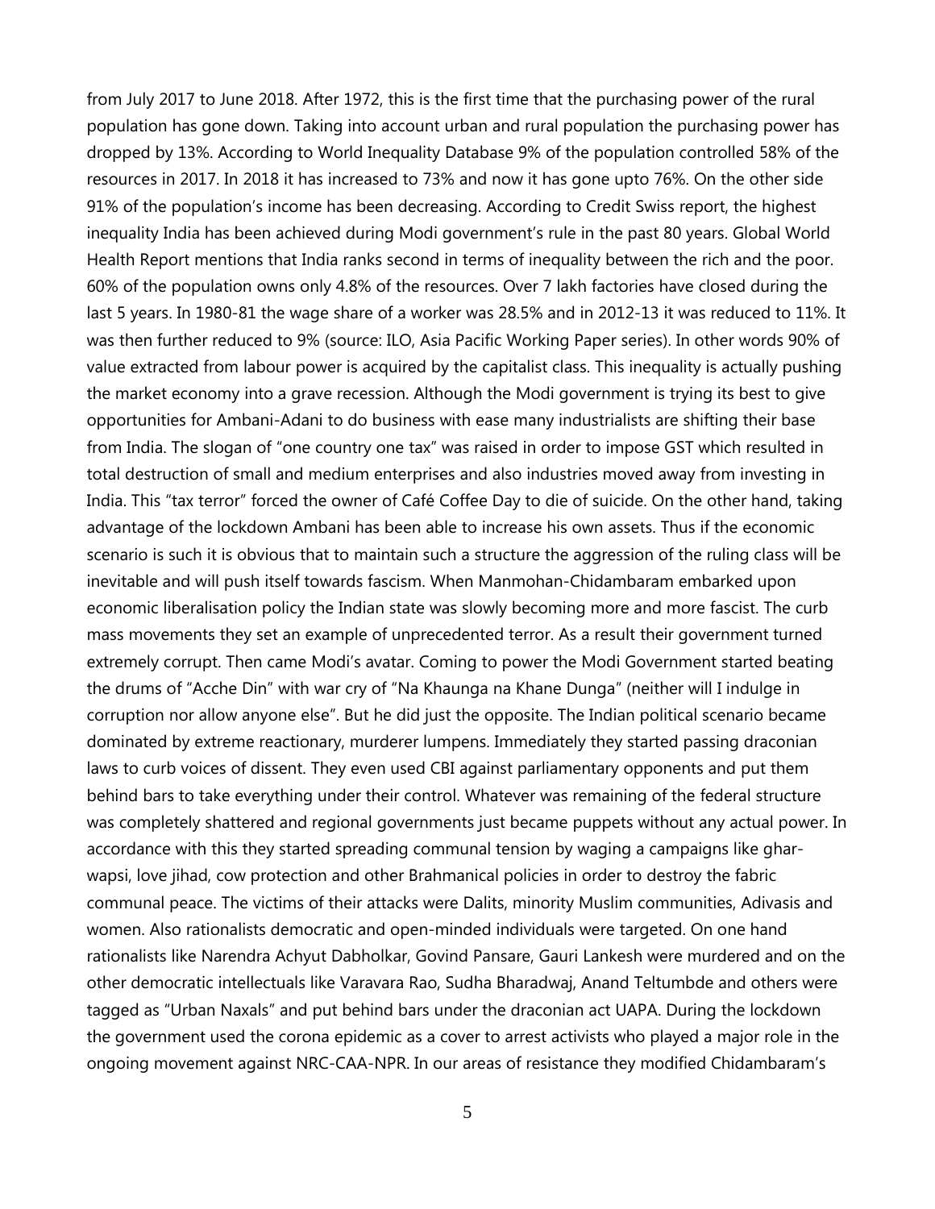from July 2017 to June 2018. After 1972, this is the first time that the purchasing power of the rural population has gone down. Taking into account urban and rural population the purchasing power has dropped by 13%. According to World Inequality Database 9% of the population controlled 58% of the resources in 2017. In 2018 it has increased to 73% and now it has gone upto 76%. On the other side 91% of the population's income has been decreasing. According to Credit Swiss report, the highest inequality India has been achieved during Modi government's rule in the past 80 years. Global World Health Report mentions that India ranks second in terms of inequality between the rich and the poor. 60% of the population owns only 4.8% of the resources. Over 7 lakh factories have closed during the last 5 years. In 1980-81 the wage share of a worker was 28.5% and in 2012-13 it was reduced to 11%. It was then further reduced to 9% (source: ILO, Asia Pacific Working Paper series). In other words 90% of value extracted from labour power is acquired by the capitalist class. This inequality is actually pushing the market economy into a grave recession. Although the Modi government is trying its best to give opportunities for Ambani-Adani to do business with ease many industrialists are shifting their base from India. The slogan of "one country one tax" was raised in order to impose GST which resulted in total destruction of small and medium enterprises and also industries moved away from investing in India. This "tax terror" forced the owner of Café Coffee Day to die of suicide. On the other hand, taking advantage of the lockdown Ambani has been able to increase his own assets. Thus if the economic scenario is such it is obvious that to maintain such a structure the aggression of the ruling class will be inevitable and will push itself towards fascism. When Manmohan-Chidambaram embarked upon economic liberalisation policy the Indian state was slowly becoming more and more fascist. The curb mass movements they set an example of unprecedented terror. As a result their government turned extremely corrupt. Then came Modi's avatar. Coming to power the Modi Government started beating the drums of "Acche Din" with war cry of "Na Khaunga na Khane Dunga" (neither will I indulge in corruption nor allow anyone else". But he did just the opposite. The Indian political scenario became dominated by extreme reactionary, murderer lumpens. Immediately they started passing draconian laws to curb voices of dissent. They even used CBI against parliamentary opponents and put them behind bars to take everything under their control. Whatever was remaining of the federal structure was completely shattered and regional governments just became puppets without any actual power. In accordance with this they started spreading communal tension by waging a campaigns like ghar-wapsi, love jihad, cow protection and other Brahmanical policies in order to destroy the fabric communal peace. The victims of their attacks were Dalits, minority Muslim communities, Adivasis and women. Also rationalists democratic and open-minded individuals were targeted. On one hand rationalists like Narendra Achyut Dabholkar, Govind Pansare, Gauri Lankesh were murdered and on the other democratic intellectuals like Varavara Rao, Sudha Bharadwaj, Anand Teltumbde and others were tagged as "Urban Naxals" and put behind bars under the draconian act UAPA. During the lockdown the government used the corona epidemic as a cover to arrest activists who played a major role in the ongoing movement against NRC-CAA-NPR. In our areas of resistance they modified Chidambaram's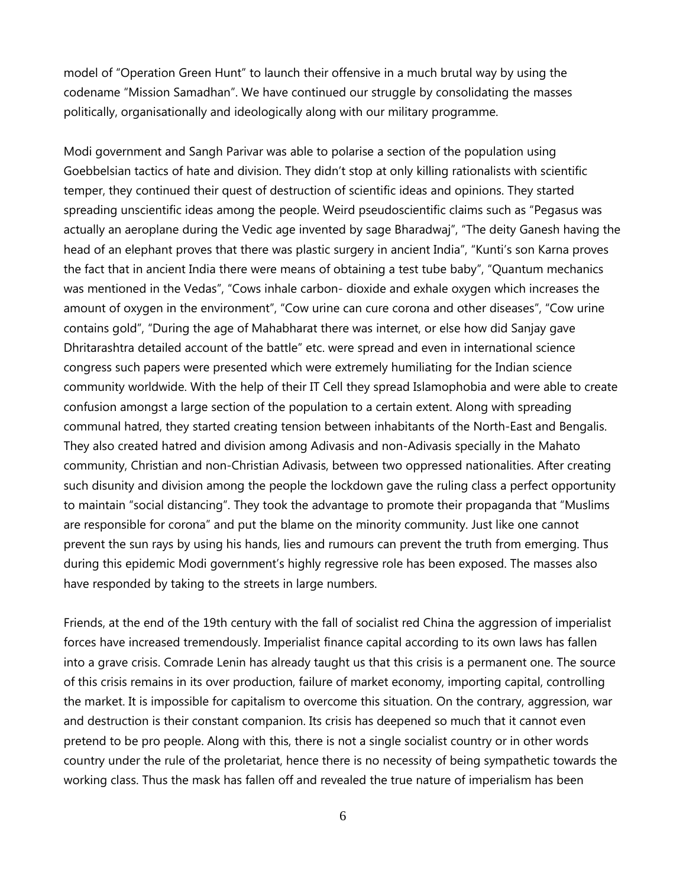model of "Operation Green Hunt" to launch their offensive in a much brutal way by using the codename "Mission Samadhan". We have continued our struggle by consolidating the masses politically, organisationally and ideologically along with our military programme.

Modi government and Sangh Parivar was able to polarise a section of the population using Goebbelsian tactics of hate and division. They didn't stop at only killing rationalists with scientific temper, they continued their quest of destruction of scientific ideas and opinions. They started spreading unscientific ideas among the people. Weird pseudoscientific claims such as "Pegasus was actually an aeroplane during the Vedic age invented by sage Bharadwaj", "The deity Ganesh having the head of an elephant proves that there was plastic surgery in ancient India", "Kunti's son Karna proves the fact that in ancient India there were means of obtaining a test tube baby", "Quantum mechanics was mentioned in the Vedas", "Cows inhale carbon- dioxide and exhale oxygen which increases the amount of oxygen in the environment", "Cow urine can cure corona and other diseases", "Cow urine contains gold", "During the age of Mahabharat there was internet, or else how did Sanjay gave Dhritarashtra detailed account of the battle" etc. were spread and even in international science congress such papers were presented which were extremely humiliating for the Indian science community worldwide. With the help of their IT Cell they spread Islamophobia and were able to create confusion amongst a large section of the population to a certain extent. Along with spreading communal hatred, they started creating tension between inhabitants of the North-East and Bengalis. They also created hatred and division among Adivasis and non-Adivasis specially in the Mahato community, Christian and non-Christian Adivasis, between two oppressed nationalities. After creating such disunity and division among the people the lockdown gave the ruling class a perfect opportunity to maintain "social distancing". They took the advantage to promote their propaganda that "Muslims are responsible for corona" and put the blame on the minority community. Just like one cannot prevent the sun rays by using his hands, lies and rumours can prevent the truth from emerging. Thus during this epidemic Modi government's highly regressive role has been exposed. The masses also have responded by taking to the streets in large numbers.

Friends, at the end of the 19th century with the fall of socialist red China the aggression of imperialist forces have increased tremendously. Imperialist finance capital according to its own laws has fallen into a grave crisis. Comrade Lenin has already taught us that this crisis is a permanent one. The source of this crisis remains in its over production, failure of market economy, importing capital, controlling the market. It is impossible for capitalism to overcome this situation. On the contrary, aggression, war and destruction is their constant companion. Its crisis has deepened so much that it cannot even pretend to be pro people. Along with this, there is not a single socialist country or in other words country under the rule of the proletariat, hence there is no necessity of being sympathetic towards the working class. Thus the mask has fallen off and revealed the true nature of imperialism has been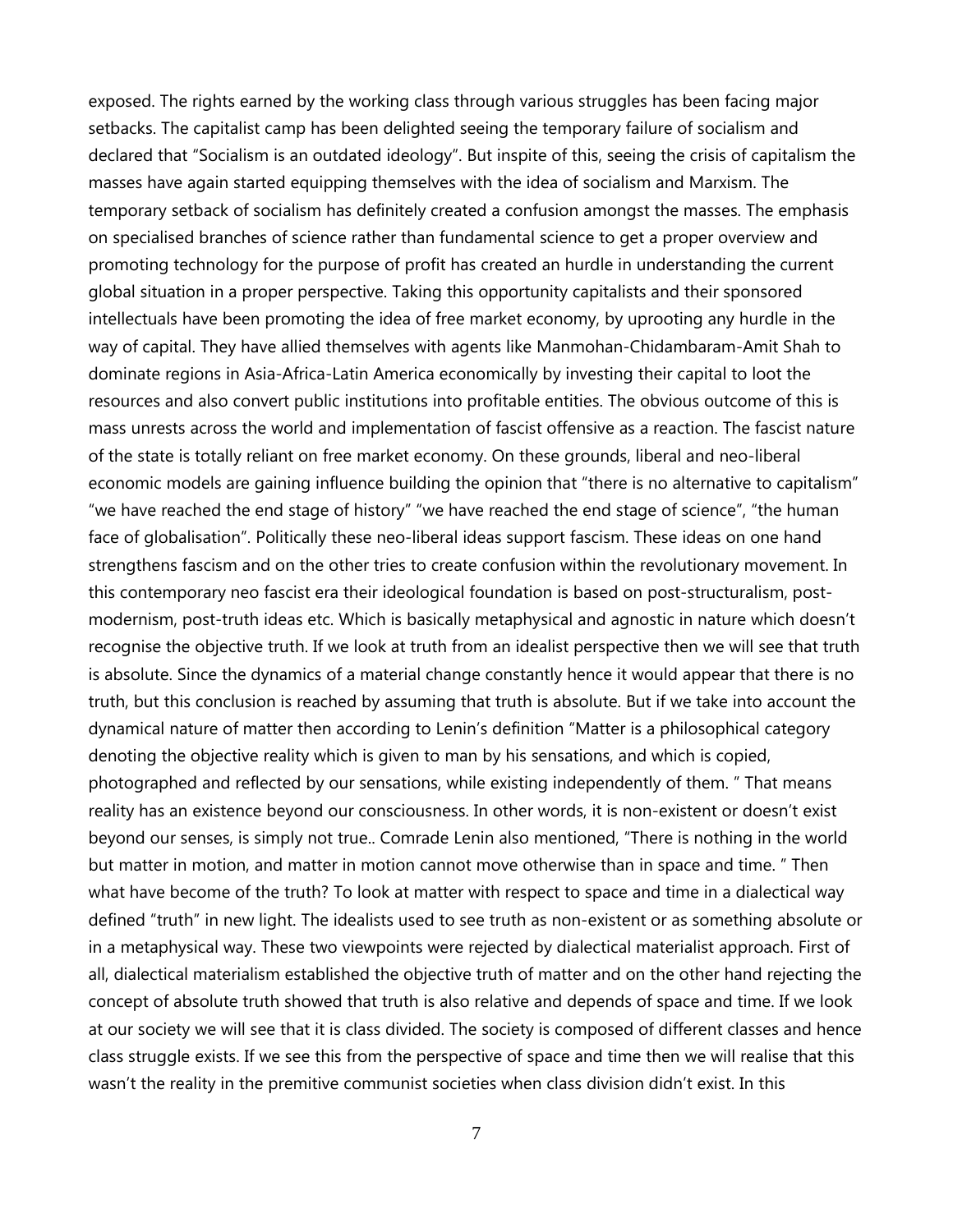exposed. The rights earned by the working class through various struggles has been facing major setbacks. The capitalist camp has been delighted seeing the temporary failure of socialism and declared that "Socialism is an outdated ideology". But inspite of this, seeing the crisis of capitalism the masses have again started equipping themselves with the idea of socialism and Marxism. The temporary setback of socialism has definitely created a confusion amongst the masses. The emphasis on specialised branches of science rather than fundamental science to get a proper overview and promoting technology for the purpose of profit has created an hurdle in understanding the current global situation in a proper perspective. Taking this opportunity capitalists and their sponsored intellectuals have been promoting the idea of free market economy, by uprooting any hurdle in the way of capital. They have allied themselves with agents like Manmohan-Chidambaram-Amit Shah to dominate regions in Asia-Africa-Latin America economically by investing their capital to loot the resources and also convert public institutions into profitable entities. The obvious outcome of this is mass unrests across the world and implementation of fascist offensive as a reaction. The fascist nature of the state is totally reliant on free market economy. On these grounds, liberal and neo-liberal economic models are gaining influence building the opinion that "there is no alternative to capitalism" "we have reached the end stage of history" "we have reached the end stage of science", "the human face of globalisation". Politically these neo-liberal ideas support fascism. These ideas on one hand strengthens fascism and on the other tries to create confusion within the revolutionary movement. In this contemporary neo fascist era their ideological foundation is based on post-structuralism, post-modernism, post-truth ideas etc. Which is basically metaphysical and agnostic in nature which doesn't recognise the objective truth. If we look at truth from an idealist perspective then we will see that truth is absolute. Since the dynamics of a material change constantly hence it would appear that there is no truth, but this conclusion is reached by assuming that truth is absolute. But if we take into account the dynamical nature of matter then according to Lenin's definition "Matter is a philosophical category denoting the objective reality which is given to man by his sensations, and which is copied, photographed and reflected by our sensations, while existing independently of them. " That means reality has an existence beyond our consciousness. In other words, it is non-existent or doesn't exist beyond our senses, is simply not true.. Comrade Lenin also mentioned, "There is nothing in the world but matter in motion, and matter in motion cannot move otherwise than in space and time. " Then what have become of the truth? To look at matter with respect to space and time in a dialectical way defined "truth" in new light. The idealists used to see truth as non-existent or as something absolute or in a metaphysical way. These two viewpoints were rejected by dialectical materialist approach. First of all, dialectical materialism established the objective truth of matter and on the other hand rejecting the concept of absolute truth showed that truth is also relative and depends of space and time. If we look at our society we will see that it is class divided. The society is composed of different classes and hence class struggle exists. If we see this from the perspective of space and time then we will realise that this wasn't the reality in the premitive communist societies when class division didn't exist. In this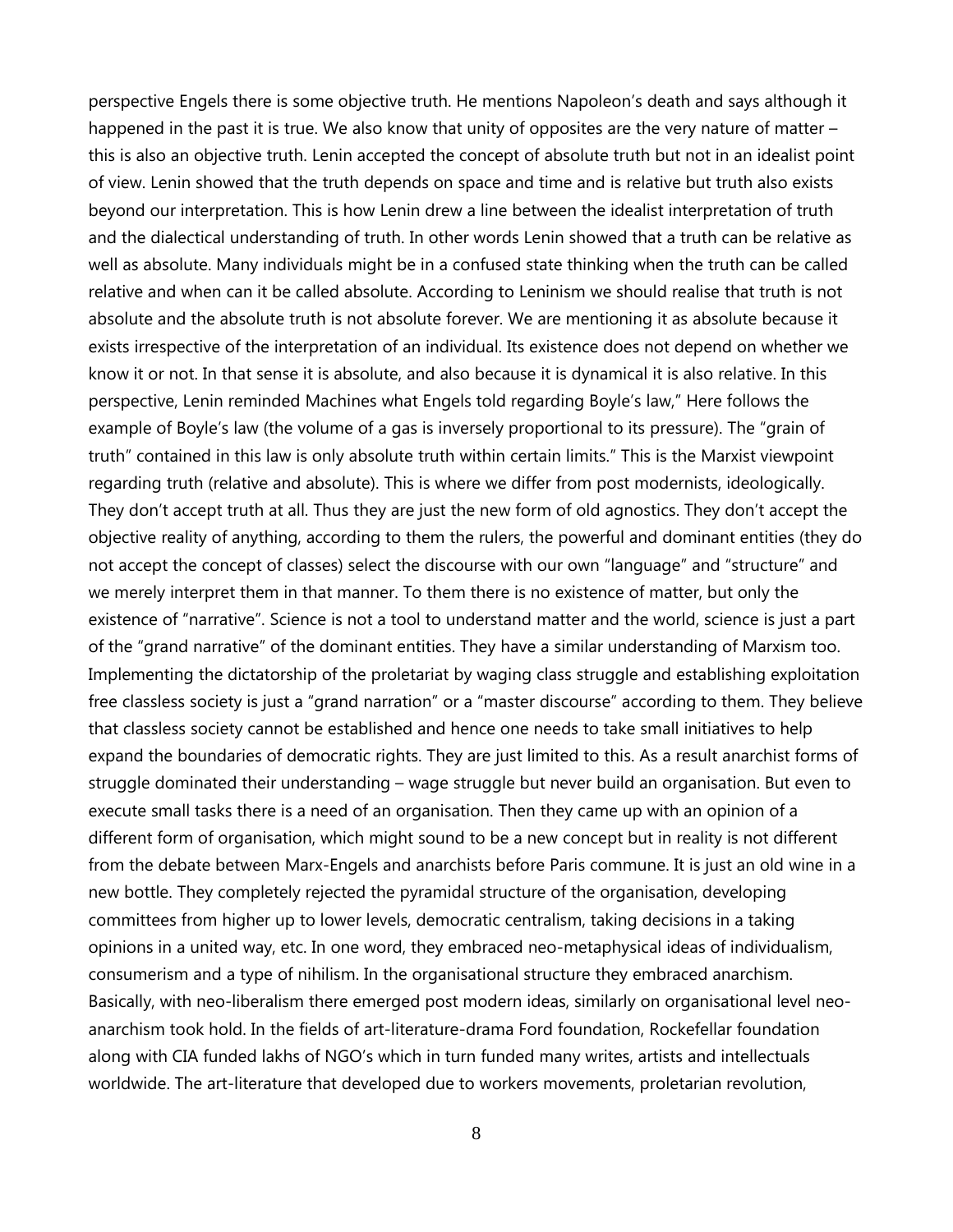perspective Engels there is some objective truth. He mentions Napoleon's death and says although it happened in the past it is true. We also know that unity of opposites are the very nature of matter – this is also an objective truth. Lenin accepted the concept of absolute truth but not in an idealist point of view. Lenin showed that the truth depends on space and time and is relative but truth also exists beyond our interpretation. This is how Lenin drew a line between the idealist interpretation of truth and the dialectical understanding of truth. In other words Lenin showed that a truth can be relative as well as absolute. Many individuals might be in a confused state thinking when the truth can be called relative and when can it be called absolute. According to Leninism we should realise that truth is not absolute and the absolute truth is not absolute forever. We are mentioning it as absolute because it exists irrespective of the interpretation of an individual. Its existence does not depend on whether we know it or not. In that sense it is absolute, and also because it is dynamical it is also relative. In this perspective, Lenin reminded Machines what Engels told regarding Boyle's law," Here follows the example of Boyle's law (the volume of a gas is inversely proportional to its pressure). The "grain of truth" contained in this law is only absolute truth within certain limits." This is the Marxist viewpoint regarding truth (relative and absolute). This is where we differ from post modernists, ideologically. They don't accept truth at all. Thus they are just the new form of old agnostics. They don't accept the objective reality of anything, according to them the rulers, the powerful and dominant entities (they do not accept the concept of classes) select the discourse with our own "language" and "structure" and we merely interpret them in that manner. To them there is no existence of matter, but only the existence of "narrative". Science is not a tool to understand matter and the world, science is just a part of the "grand narrative" of the dominant entities. They have a similar understanding of Marxism too. Implementing the dictatorship of the proletariat by waging class struggle and establishing exploitation free classless society is just a "grand narration" or a "master discourse" according to them. They believe that classless society cannot be established and hence one needs to take small initiatives to help expand the boundaries of democratic rights. They are just limited to this. As a result anarchist forms of struggle dominated their understanding – wage struggle but never build an organisation. But even to execute small tasks there is a need of an organisation. Then they came up with an opinion of a different form of organisation, which might sound to be a new concept but in reality is not different from the debate between Marx-Engels and anarchists before Paris commune. It is just an old wine in a new bottle. They completely rejected the pyramidal structure of the organisation, developing committees from higher up to lower levels, democratic centralism, taking decisions in a taking opinions in a united way, etc. In one word, they embraced neo-metaphysical ideas of individualism, consumerism and a type of nihilism. In the organisational structure they embraced anarchism. Basically, with neo-liberalism there emerged post modern ideas, similarly on organisational level neo-anarchism took hold. In the fields of art-literature-drama Ford foundation, Rockefellar foundation along with CIA funded lakhs of NGO's which in turn funded many writes, artists and intellectuals worldwide. The art-literature that developed due to workers movements, proletarian revolution,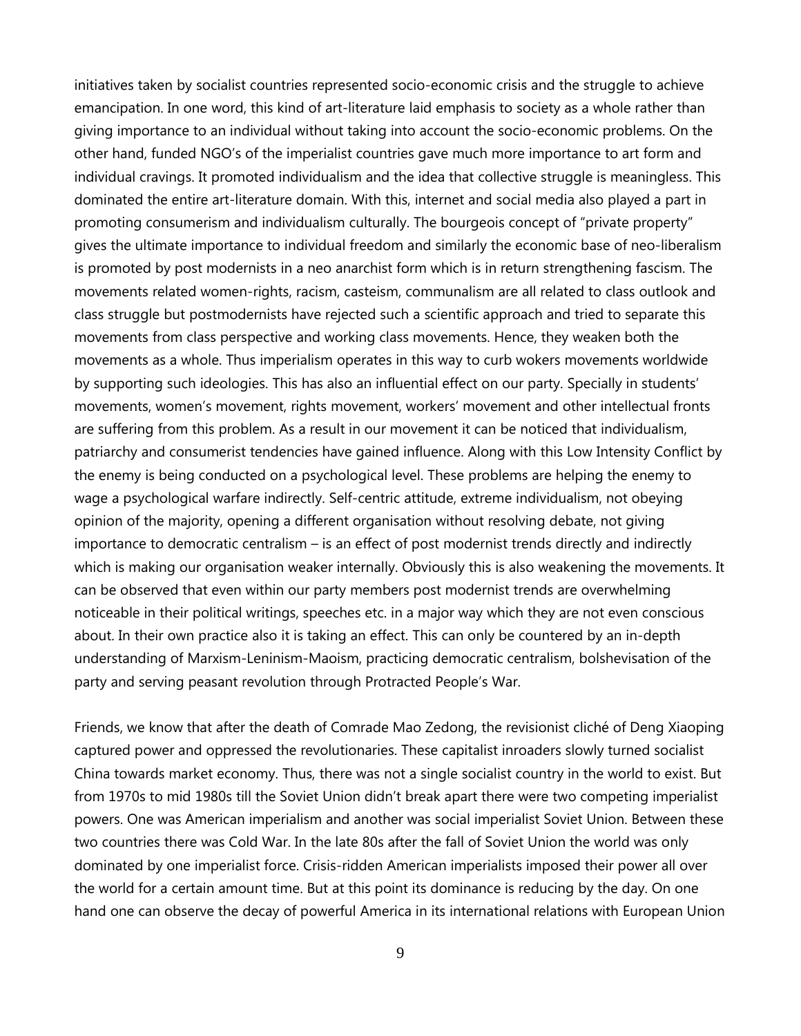initiatives taken by socialist countries represented socio-economic crisis and the struggle to achieve emancipation. In one word, this kind of art-literature laid emphasis to society as a whole rather than giving importance to an individual without taking into account the socio-economic problems. On the other hand, funded NGO's of the imperialist countries gave much more importance to art form and individual cravings. It promoted individualism and the idea that collective struggle is meaningless. This dominated the entire art-literature domain. With this, internet and social media also played a part in promoting consumerism and individualism culturally. The bourgeois concept of "private property" gives the ultimate importance to individual freedom and similarly the economic base of neo-liberalism is promoted by post modernists in a neo anarchist form which is in return strengthening fascism. The movements related women-rights, racism, casteism, communalism are all related to class outlook and class struggle but postmodernists have rejected such a scientific approach and tried to separate this movements from class perspective and working class movements. Hence, they weaken both the movements as a whole. Thus imperialism operates in this way to curb wokers movements worldwide by supporting such ideologies. This has also an influential effect on our party. Specially in students' movements, women's movement, rights movement, workers' movement and other intellectual fronts are suffering from this problem. As a result in our movement it can be noticed that individualism, patriarchy and consumerist tendencies have gained influence. Along with this Low Intensity Conflict by the enemy is being conducted on a psychological level. These problems are helping the enemy to wage a psychological warfare indirectly. Self-centric attitude, extreme individualism, not obeying opinion of the majority, opening a different organisation without resolving debate, not giving importance to democratic centralism – is an effect of post modernist trends directly and indirectly which is making our organisation weaker internally. Obviously this is also weakening the movements. It can be observed that even within our party members post modernist trends are overwhelming noticeable in their political writings, speeches etc. in a major way which they are not even conscious about. In their own practice also it is taking an effect. This can only be countered by an in-depth understanding of Marxism-Leninism-Maoism, practicing democratic centralism, bolshevisation of the party and serving peasant revolution through Protracted People's War.

Friends, we know that after the death of Comrade Mao Zedong, the revisionist cliché of Deng Xiaoping captured power and oppressed the revolutionaries. These capitalist inroaders slowly turned socialist China towards market economy. Thus, there was not a single socialist country in the world to exist. But from 1970s to mid 1980s till the Soviet Union didn't break apart there were two competing imperialist powers. One was American imperialism and another was social imperialist Soviet Union. Between these two countries there was Cold War. In the late 80s after the fall of Soviet Union the world was only dominated by one imperialist force. Crisis-ridden American imperialists imposed their power all over the world for a certain amount time. But at this point its dominance is reducing by the day. On one hand one can observe the decay of powerful America in its international relations with European Union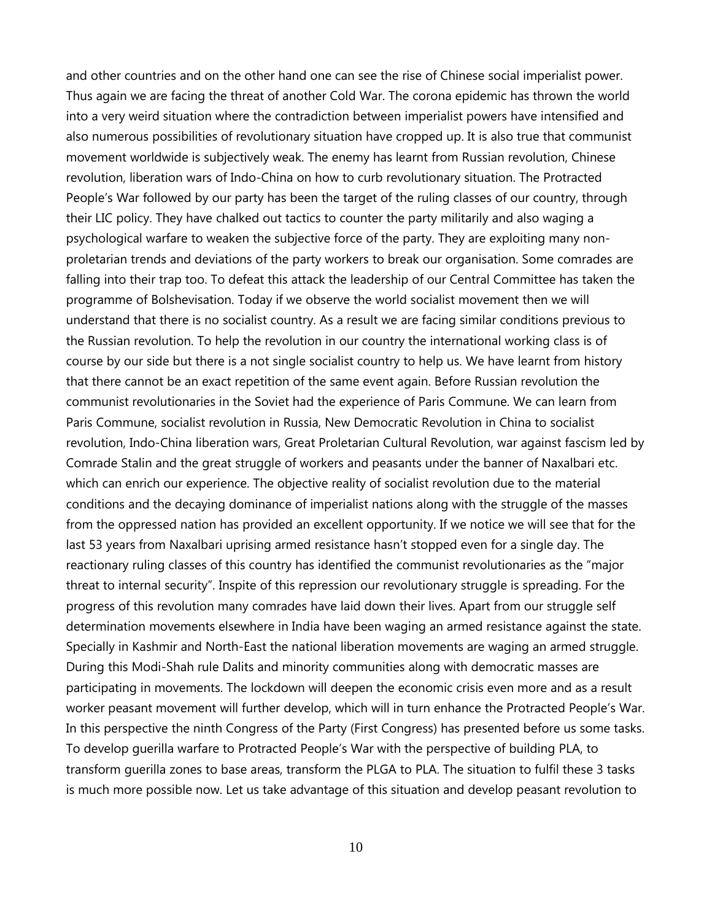and other countries and on the other hand one can see the rise of Chinese social imperialist power. Thus again we are facing the threat of another Cold War. The corona epidemic has thrown the world into a very weird situation where the contradiction between imperialist powers have intensified and also numerous possibilities of revolutionary situation have cropped up. It is also true that communist movement worldwide is subjectively weak. The enemy has learnt from Russian revolution, Chinese revolution, liberation wars of Indo-China on how to curb revolutionary situation. The Protracted People's War followed by our party has been the target of the ruling classes of our country, through their LIC policy. They have chalked out tactics to counter the party militarily and also waging a psychological warfare to weaken the subjective force of the party. They are exploiting many non-proletarian trends and deviations of the party workers to break our organisation. Some comrades are falling into their trap too. To defeat this attack the leadership of our Central Committee has taken the programme of Bolshevisation. Today if we observe the world socialist movement then we will understand that there is no socialist country. As a result we are facing similar conditions previous to the Russian revolution. To help the revolution in our country the international working class is of course by our side but there is a not single socialist country to help us. We have learnt from history that there cannot be an exact repetition of the same event again. Before Russian revolution the communist revolutionaries in the Soviet had the experience of Paris Commune. We can learn from Paris Commune, socialist revolution in Russia, New Democratic Revolution in China to socialist revolution, Indo-China liberation wars, Great Proletarian Cultural Revolution, war against fascism led by Comrade Stalin and the great struggle of workers and peasants under the banner of Naxalbari etc. which can enrich our experience. The objective reality of socialist revolution due to the material conditions and the decaying dominance of imperialist nations along with the struggle of the masses from the oppressed nation has provided an excellent opportunity. If we notice we will see that for the last 53 years from Naxalbari uprising armed resistance hasn't stopped even for a single day. The reactionary ruling classes of this country has identified the communist revolutionaries as the "major threat to internal security". Inspite of this repression our revolutionary struggle is spreading. For the progress of this revolution many comrades have laid down their lives. Apart from our struggle self determination movements elsewhere in India have been waging an armed resistance against the state. Specially in Kashmir and North-East the national liberation movements are waging an armed struggle. During this Modi-Shah rule Dalits and minority communities along with democratic masses are participating in movements. The lockdown will deepen the economic crisis even more and as a result worker peasant movement will further develop, which will in turn enhance the Protracted People's War. In this perspective the ninth Congress of the Party (First Congress) has presented before us some tasks. To develop guerilla warfare to Protracted People's War with the perspective of building PLA, to transform guerilla zones to base areas, transform the PLGA to PLA. The situation to fulfil these 3 tasks is much more possible now. Let us take advantage of this situation and develop peasant revolution to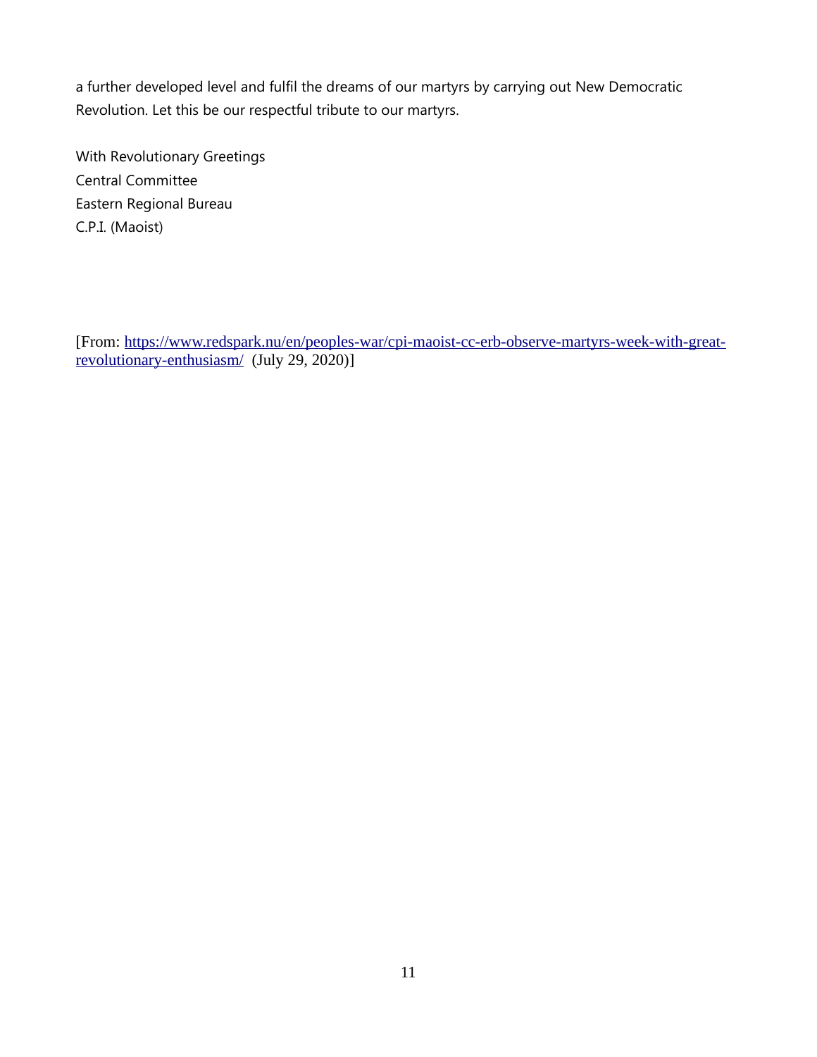a further developed level and fulfil the dreams of our martyrs by carrying out New Democratic Revolution. Let this be our respectful tribute to our martyrs.

With Revolutionary Greetings
Central Committee
Eastern Regional Bureau
C.P.I. (Maoist)

[From: https://www.redspark.nu/en/peoples-war/cpi-maoist-cc-erb-observe-martyrs-week-with-great-revolutionary-enthusiasm/ (July 29, 2020)]